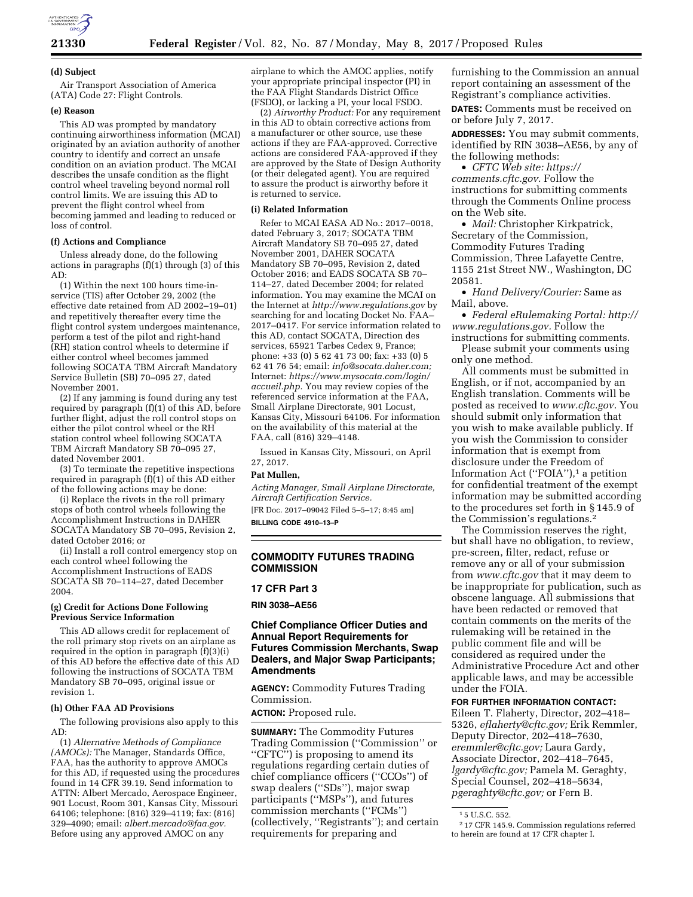**(d) Subject**

Air Transport Association of America (ATA) Code 27: Flight Controls.

**(e) Reason**

This AD was prompted by mandatory continuing airworthiness information (MCAI) originated by an aviation authority of another country to identify and correct an unsafe condition on an aviation product. The MCAI describes the unsafe condition as the flight control wheel traveling beyond normal roll control limits. We are issuing this AD to prevent the flight control wheel from becoming jammed and leading to reduced or loss of control.

**(f) Actions and Compliance**

Unless already done, do the following actions in paragraphs (f)(1) through (3) of this AD:

(1) Within the next 100 hours time-in-service (TIS) after October 29, 2002 (the effective date retained from AD 2002–19–01) and repetitively thereafter every time the flight control system undergoes maintenance, perform a test of the pilot and right-hand (RH) station control wheels to determine if either control wheel becomes jammed following SOCATA TBM Aircraft Mandatory Service Bulletin (SB) 70–095 27, dated November 2001.

(2) If any jamming is found during any test required by paragraph (f)(1) of this AD, before further flight, adjust the roll control stops on either the pilot control wheel or the RH station control wheel following SOCATA TBM Aircraft Mandatory SB 70–095 27, dated November 2001.

(3) To terminate the repetitive inspections required in paragraph (f)(1) of this AD either of the following actions may be done:

(i) Replace the rivets in the roll primary stops of both control wheels following the Accomplishment Instructions in DAHER SOCATA Mandatory SB 70–095, Revision 2, dated October 2016; or

(ii) Install a roll control emergency stop on each control wheel following the Accomplishment Instructions of EADS SOCATA SB 70–114–27, dated December 2004.

**(g) Credit for Actions Done Following Previous Service Information**

This AD allows credit for replacement of the roll primary stop rivets on an airplane as required in the option in paragraph (f)(3)(i) of this AD before the effective date of this AD following the instructions of SOCATA TBM Mandatory SB 70–095, original issue or revision 1.

**(h) Other FAA AD Provisions**

The following provisions also apply to this AD:

(1) *Alternative Methods of Compliance (AMOCs):* The Manager, Standards Office, FAA, has the authority to approve AMOCs for this AD, if requested using the procedures found in 14 CFR 39.19. Send information to ATTN: Albert Mercado, Aerospace Engineer, 901 Locust, Room 301, Kansas City, Missouri 64106; telephone: (816) 329–4119; fax: (816) 329–4090; email: *albert.mercado@faa.gov.* Before using any approved AMOC on any airplane to which the AMOC applies, notify your appropriate principal inspector (PI) in the FAA Flight Standards District Office (FSDO), or lacking a PI, your local FSDO.

(2) *Airworthy Product:* For any requirement in this AD to obtain corrective actions from a manufacturer or other source, use these actions if they are FAA-approved. Corrective actions are considered FAA-approved if they are approved by the State of Design Authority (or their delegated agent). You are required to assure the product is airworthy before it is returned to service.

**(i) Related Information**

Refer to MCAI EASA AD No.: 2017–0018, dated February 3, 2017; SOCATA TBM Aircraft Mandatory SB 70–095 27, dated November 2001, DAHER SOCATA Mandatory SB 70–095, Revision 2, dated October 2016; and EADS SOCATA SB 70–114–27, dated December 2004; for related information. You may examine the MCAI on the Internet at *http://www.regulations.gov* by searching for and locating Docket No. FAA–2017–0417. For service information related to this AD, contact SOCATA, Direction des services, 65921 Tarbes Cedex 9, France; phone: +33 (0) 5 62 41 73 00; fax: +33 (0) 5 62 41 76 54; email: *info@socata.daher.com;* Internet: *https://www.mysocata.com/login/accueil.php.* You may review copies of the referenced service information at the FAA, Small Airplane Directorate, 901 Locust, Kansas City, Missouri 64106. For information on the availability of this material at the FAA, call (816) 329–4148.

Issued in Kansas City, Missouri, on April 27, 2017.

**Pat Mullen,**

*Acting Manager, Small Airplane Directorate, Aircraft Certification Service.*

[FR Doc. 2017–09042 Filed 5–5–17; 8:45 am]

**BILLING CODE 4910–13–P**

---

## COMMODITY FUTURES TRADING COMMISSION

### 17 CFR Part 3

**RIN 3038–AE56**

### Chief Compliance Officer Duties and Annual Report Requirements for Futures Commission Merchants, Swap Dealers, and Major Swap Participants; Amendments

**AGENCY:** Commodity Futures Trading Commission.

**ACTION:** Proposed rule.

**SUMMARY:** The Commodity Futures Trading Commission (''Commission'' or ''CFTC'') is proposing to amend its regulations regarding certain duties of chief compliance officers (''CCOs'') of swap dealers (''SDs''), major swap participants (''MSPs''), and futures commission merchants (''FCMs'') (collectively, ''Registrants''); and certain requirements for preparing and furnishing to the Commission an annual report containing an assessment of the Registrant's compliance activities.

**DATES:** Comments must be received on or before July 7, 2017.

**ADDRESSES:** You may submit comments, identified by RIN 3038–AE56, by any of the following methods:

- *CFTC Web site: https://comments.cftc.gov.* Follow the instructions for submitting comments through the Comments Online process on the Web site.
- *Mail:* Christopher Kirkpatrick, Secretary of the Commission, Commodity Futures Trading Commission, Three Lafayette Centre, 1155 21st Street NW., Washington, DC 20581.
- *Hand Delivery/Courier:* Same as Mail, above.
- *Federal eRulemaking Portal: http://www.regulations.gov.* Follow the instructions for submitting comments.

Please submit your comments using only one method.

All comments must be submitted in English, or if not, accompanied by an English translation. Comments will be posted as received to *www.cftc.gov.* You should submit only information that you wish to make available publicly. If you wish the Commission to consider information that is exempt from disclosure under the Freedom of Information Act (''FOIA''),[1] a petition for confidential treatment of the exempt information may be submitted according to the procedures set forth in § 145.9 of the Commission's regulations.[2]

The Commission reserves the right, but shall have no obligation, to review, pre-screen, filter, redact, refuse or remove any or all of your submission from *www.cftc.gov* that it may deem to be inappropriate for publication, such as obscene language. All submissions that have been redacted or removed that contain comments on the merits of the rulemaking will be retained in the public comment file and will be considered as required under the Administrative Procedure Act and other applicable laws, and may be accessible under the FOIA.

**FOR FURTHER INFORMATION CONTACT:** Eileen T. Flaherty, Director, 202–418–5326, *eflaherty@cftc.gov;* Erik Remmler, Deputy Director, 202–418–7630, *eremmler@cftc.gov;* Laura Gardy, Associate Director, 202–418–7645, *lgardy@cftc.gov;* Pamela M. Geraghty, Special Counsel, 202–418–5634, *pgeraghty@cftc.gov;* or Fern B.

---

[1] 5 U.S.C. 552.

[2] 17 CFR 145.9. Commission regulations referred to herein are found at 17 CFR chapter I.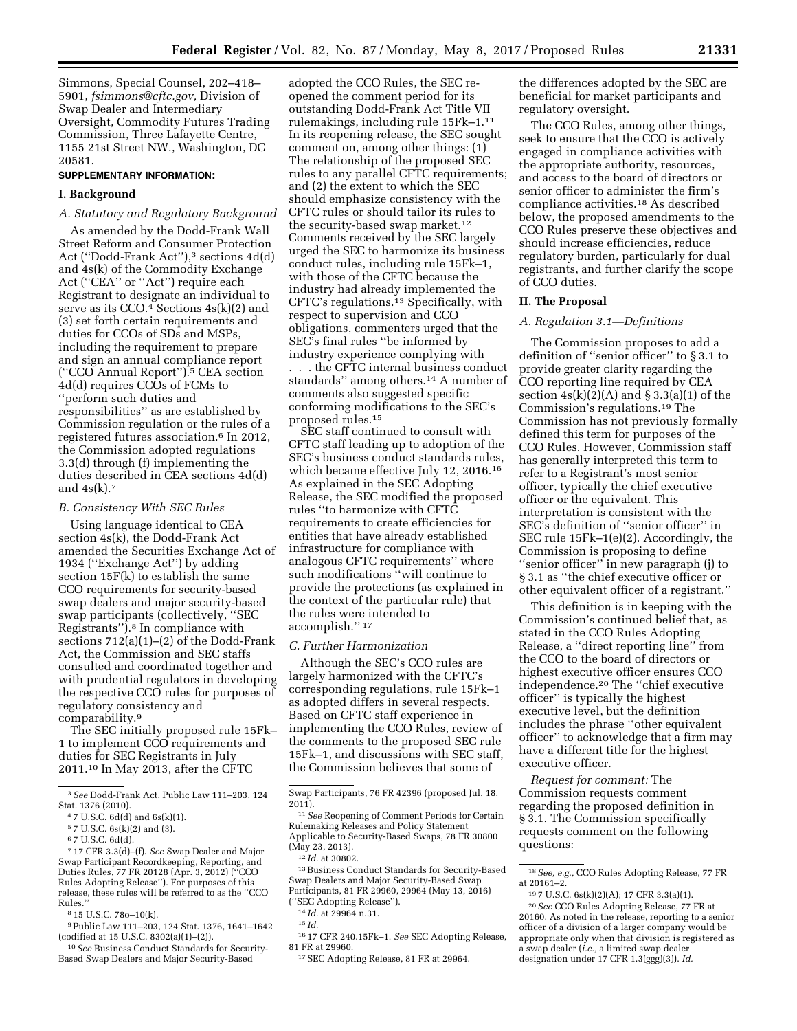Simmons, Special Counsel, 202–418–5901, *fsimmons@cftc.gov,* Division of Swap Dealer and Intermediary Oversight, Commodity Futures Trading Commission, Three Lafayette Centre, 1155 21st Street NW., Washington, DC 20581.

**SUPPLEMENTARY INFORMATION:**

## I. Background

### *A. Statutory and Regulatory Background*

As amended by the Dodd-Frank Wall Street Reform and Consumer Protection Act (''Dodd-Frank Act''),[3] sections 4d(d) and 4s(k) of the Commodity Exchange Act (''CEA'' or ''Act'') require each Registrant to designate an individual to serve as its CCO.[4] Sections 4s(k)(2) and (3) set forth certain requirements and duties for CCOs of SDs and MSPs, including the requirement to prepare and sign an annual compliance report (''CCO Annual Report'').[5] CEA section 4d(d) requires CCOs of FCMs to ''perform such duties and responsibilities'' as are established by Commission regulation or the rules of a registered futures association.[6] In 2012, the Commission adopted regulations 3.3(d) through (f) implementing the duties described in CEA sections 4d(d) and 4s(k).[7]

### *B. Consistency With SEC Rules*

Using language identical to CEA section 4s(k), the Dodd-Frank Act amended the Securities Exchange Act of 1934 (''Exchange Act'') by adding section 15F(k) to establish the same CCO requirements for security-based swap dealers and major security-based swap participants (collectively, ''SEC Registrants'').[8] In compliance with sections 712(a)(1)–(2) of the Dodd-Frank Act, the Commission and SEC staffs consulted and coordinated together and with prudential regulators in developing the respective CCO rules for purposes of regulatory consistency and comparability.[9]

The SEC initially proposed rule 15Fk–1 to implement CCO requirements and duties for SEC Registrants in July 2011.[10] In May 2013, after the CFTC adopted the CCO Rules, the SEC re-opened the comment period for its outstanding Dodd-Frank Act Title VII rulemakings, including rule 15Fk–1.[11] In its reopening release, the SEC sought comment on, among other things: (1) The relationship of the proposed SEC rules to any parallel CFTC requirements; and (2) the extent to which the SEC should emphasize consistency with the CFTC rules or should tailor its rules to the security-based swap market.[12] Comments received by the SEC largely urged the SEC to harmonize its business conduct rules, including rule 15Fk–1, with those of the CFTC because the industry had already implemented the CFTC's regulations.[13] Specifically, with respect to supervision and CCO obligations, commenters urged that the SEC's final rules ''be informed by industry experience complying with . . . the CFTC internal business conduct standards'' among others.[14] A number of comments also suggested specific conforming modifications to the SEC's proposed rules.[15]

SEC staff continued to consult with CFTC staff leading up to adoption of the SEC's business conduct standards rules, which became effective July 12, 2016.[16] As explained in the SEC Adopting Release, the SEC modified the proposed rules ''to harmonize with CFTC requirements to create efficiencies for entities that have already established infrastructure for compliance with analogous CFTC requirements'' where such modifications ''will continue to provide the protections (as explained in the context of the particular rule) that the rules were intended to accomplish.'' [17]

### *C. Further Harmonization*

Although the SEC's CCO rules are largely harmonized with the CFTC's corresponding regulations, rule 15Fk–1 as adopted differs in several respects. Based on CFTC staff experience in implementing the CCO Rules, review of the comments to the proposed SEC rule 15Fk–1, and discussions with SEC staff, the Commission believes that some of the differences adopted by the SEC are beneficial for market participants and regulatory oversight.

The CCO Rules, among other things, seek to ensure that the CCO is actively engaged in compliance activities with the appropriate authority, resources, and access to the board of directors or senior officer to administer the firm's compliance activities.[18] As described below, the proposed amendments to the CCO Rules preserve these objectives and should increase efficiencies, reduce regulatory burden, particularly for dual registrants, and further clarify the scope of CCO duties.

## II. The Proposal

### *A. Regulation 3.1—Definitions*

The Commission proposes to add a definition of ''senior officer'' to § 3.1 to provide greater clarity regarding the CCO reporting line required by CEA section 4s(k)(2)(A) and § 3.3(a)(1) of the Commission's regulations.[19] The Commission has not previously formally defined this term for purposes of the CCO Rules. However, Commission staff has generally interpreted this term to refer to a Registrant's most senior officer, typically the chief executive officer or the equivalent. This interpretation is consistent with the SEC's definition of ''senior officer'' in SEC rule 15Fk–1(e)(2). Accordingly, the Commission is proposing to define ''senior officer'' in new paragraph (j) to § 3.1 as ''the chief executive officer or other equivalent officer of a registrant.''

This definition is in keeping with the Commission's continued belief that, as stated in the CCO Rules Adopting Release, a ''direct reporting line'' from the CCO to the board of directors or highest executive officer ensures CCO independence.[20] The ''chief executive officer'' is typically the highest executive level, but the definition includes the phrase ''other equivalent officer'' to acknowledge that a firm may have a different title for the highest executive officer.

*Request for comment:* The Commission requests comment regarding the proposed definition in § 3.1. The Commission specifically requests comment on the following questions:

---

[3] *See* Dodd-Frank Act, Public Law 111–203, 124 Stat. 1376 (2010).

[4] 7 U.S.C. 6d(d) and 6s(k)(1).

[5] 7 U.S.C. 6s(k)(2) and (3).

[6] 7 U.S.C. 6d(d).

[7] 17 CFR 3.3(d)–(f). *See* Swap Dealer and Major Swap Participant Recordkeeping, Reporting, and Duties Rules, 77 FR 20128 (Apr. 3, 2012) (''CCO Rules Adopting Release''). For purposes of this release, these rules will be referred to as the ''CCO Rules.''

[8] 15 U.S.C. 78o–10(k).

[9] Public Law 111–203, 124 Stat. 1376, 1641–1642 (codified at 15 U.S.C. 8302(a)(1)–(2)).

[10] *See* Business Conduct Standards for Security-Based Swap Dealers and Major Security-Based Swap Participants, 76 FR 42396 (proposed Jul. 18, 2011).

[11] *See* Reopening of Comment Periods for Certain Rulemaking Releases and Policy Statement Applicable to Security-Based Swaps, 78 FR 30800 (May 23, 2013).

[12] *Id.* at 30802.

[13] Business Conduct Standards for Security-Based Swap Dealers and Major Security-Based Swap Participants, 81 FR 29960, 29964 (May 13, 2016) (''SEC Adopting Release'').

[14] *Id.* at 29964 n.31.

[15] *Id.*

[16] 17 CFR 240.15Fk–1. *See* SEC Adopting Release, 81 FR at 29960.

[17] SEC Adopting Release, 81 FR at 29964.

[18] *See, e.g.,* CCO Rules Adopting Release, 77 FR at 20161–2.

[19] 7 U.S.C. 6s(k)(2)(A); 17 CFR 3.3(a)(1).

[20] *See* CCO Rules Adopting Release, 77 FR at 20160. As noted in the release, reporting to a senior officer of a division of a larger company would be appropriate only when that division is registered as a swap dealer (*i.e.,* a limited swap dealer designation under 17 CFR 1.3(ggg)(3)). *Id.*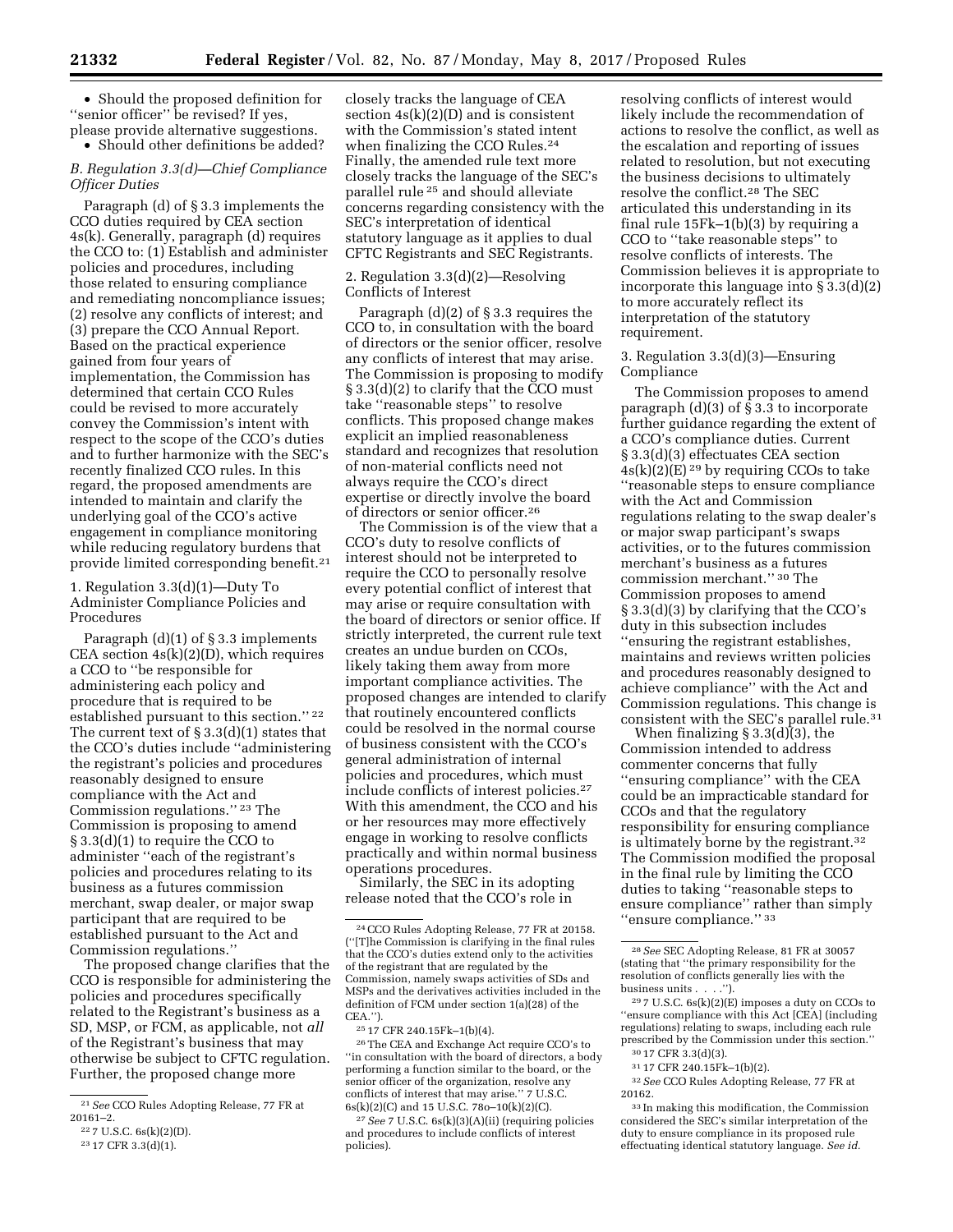• Should the proposed definition for ''senior officer'' be revised? If yes, please provide alternative suggestions.

• Should other definitions be added?

### B. Regulation 3.3(d)—Chief Compliance Officer Duties

Paragraph (d) of § 3.3 implements the CCO duties required by CEA section 4s(k). Generally, paragraph (d) requires the CCO to: (1) Establish and administer policies and procedures, including those related to ensuring compliance and remediating noncompliance issues; (2) resolve any conflicts of interest; and (3) prepare the CCO Annual Report. Based on the practical experience gained from four years of implementation, the Commission has determined that certain CCO Rules could be revised to more accurately convey the Commission's intent with respect to the scope of the CCO's duties and to further harmonize with the SEC's recently finalized CCO rules. In this regard, the proposed amendments are intended to maintain and clarify the underlying goal of the CCO's active engagement in compliance monitoring while reducing regulatory burdens that provide limited corresponding benefit.[21]

#### 1. Regulation 3.3(d)(1)—Duty To Administer Compliance Policies and Procedures

Paragraph (d)(1) of § 3.3 implements CEA section 4s(k)(2)(D), which requires a CCO to ''be responsible for administering each policy and procedure that is required to be established pursuant to this section.'' [22] The current text of § 3.3(d)(1) states that the CCO's duties include ''administering the registrant's policies and procedures reasonably designed to ensure compliance with the Act and Commission regulations.'' [23] The Commission is proposing to amend § 3.3(d)(1) to require the CCO to administer ''each of the registrant's policies and procedures relating to its business as a futures commission merchant, swap dealer, or major swap participant that are required to be established pursuant to the Act and Commission regulations.''

The proposed change clarifies that the CCO is responsible for administering the policies and procedures specifically related to the Registrant's business as a SD, MSP, or FCM, as applicable, not *all* of the Registrant's business that may otherwise be subject to CFTC regulation. Further, the proposed change more closely tracks the language of CEA section 4s(k)(2)(D) and is consistent with the Commission's stated intent when finalizing the CCO Rules.[24] Finally, the amended rule text more closely tracks the language of the SEC's parallel rule [25] and should alleviate concerns regarding consistency with the SEC's interpretation of identical statutory language as it applies to dual CFTC Registrants and SEC Registrants.

#### 2. Regulation 3.3(d)(2)—Resolving Conflicts of Interest

Paragraph (d)(2) of § 3.3 requires the CCO to, in consultation with the board of directors or the senior officer, resolve any conflicts of interest that may arise. The Commission is proposing to modify § 3.3(d)(2) to clarify that the CCO must take ''reasonable steps'' to resolve conflicts. This proposed change makes explicit an implied reasonableness standard and recognizes that resolution of non-material conflicts need not always require the CCO's direct expertise or directly involve the board of directors or senior officer.[26]

The Commission is of the view that a CCO's duty to resolve conflicts of interest should not be interpreted to require the CCO to personally resolve every potential conflict of interest that may arise or require consultation with the board of directors or senior office. If strictly interpreted, the current rule text creates an undue burden on CCOs, likely taking them away from more important compliance activities. The proposed changes are intended to clarify that routinely encountered conflicts could be resolved in the normal course of business consistent with the CCO's general administration of internal policies and procedures, which must include conflicts of interest policies.[27] With this amendment, the CCO and his or her resources may more effectively engage in working to resolve conflicts practically and within normal business operations procedures.

Similarly, the SEC in its adopting release noted that the CCO's role in resolving conflicts of interest would likely include the recommendation of actions to resolve the conflict, as well as the escalation and reporting of issues related to resolution, but not executing the business decisions to ultimately resolve the conflict.[28] The SEC articulated this understanding in its final rule 15Fk–1(b)(3) by requiring a CCO to ''take reasonable steps'' to resolve conflicts of interests. The Commission believes it is appropriate to incorporate this language into § 3.3(d)(2) to more accurately reflect its interpretation of the statutory requirement.

#### 3. Regulation 3.3(d)(3)—Ensuring Compliance

The Commission proposes to amend paragraph (d)(3) of § 3.3 to incorporate further guidance regarding the extent of a CCO's compliance duties. Current § 3.3(d)(3) effectuates CEA section 4s(k)(2)(E) [29] by requiring CCOs to take ''reasonable steps to ensure compliance with the Act and Commission regulations relating to the swap dealer's or major swap participant's swaps activities, or to the futures commission merchant's business as a futures commission merchant.'' [30] The Commission proposes to amend § 3.3(d)(3) by clarifying that the CCO's duty in this subsection includes ''ensuring the registrant establishes, maintains and reviews written policies and procedures reasonably designed to achieve compliance'' with the Act and Commission regulations. This change is consistent with the SEC's parallel rule.[31]

When finalizing § 3.3(d)(3), the Commission intended to address commenter concerns that fully ''ensuring compliance'' with the CEA could be an impracticable standard for CCOs and that the regulatory responsibility for ensuring compliance is ultimately borne by the registrant.[32] The Commission modified the proposal in the final rule by limiting the CCO duties to taking ''reasonable steps to ensure compliance'' rather than simply ''ensure compliance.'' [33]

---

[21] *See* CCO Rules Adopting Release, 77 FR at 20161–2.

[22] 7 U.S.C. 6s(k)(2)(D).

[23] 17 CFR 3.3(d)(1).

[24] CCO Rules Adopting Release, 77 FR at 20158. (''[T]he Commission is clarifying in the final rules that the CCO's duties extend only to the activities of the registrant that are regulated by the Commission, namely swaps activities of SDs and MSPs and the derivatives activities included in the definition of FCM under section 1(a)(28) of the CEA.'').

[25] 17 CFR 240.15Fk–1(b)(4).

[26] The CEA and Exchange Act require CCO's to ''in consultation with the board of directors, a body performing a function similar to the board, or the senior officer of the organization, resolve any conflicts of interest that may arise.'' 7 U.S.C. 6s(k)(2)(C) and 15 U.S.C. 78o–10(k)(2)(C).

[27] *See* 7 U.S.C. 6s(k)(3)(A)(ii) (requiring policies and procedures to include conflicts of interest policies).

[28] *See* SEC Adopting Release, 81 FR at 30057 (stating that ''the primary responsibility for the resolution of conflicts generally lies with the business units . . . .'').

[29] 7 U.S.C. 6s(k)(2)(E) imposes a duty on CCOs to ''ensure compliance with this Act [CEA] (including regulations) relating to swaps, including each rule prescribed by the Commission under this section.''

[30] 17 CFR 3.3(d)(3).

[31] 17 CFR 240.15Fk–1(b)(2).

[32] *See* CCO Rules Adopting Release, 77 FR at 20162.

[33] In making this modification, the Commission considered the SEC's similar interpretation of the duty to ensure compliance in its proposed rule effectuating identical statutory language. *See id.*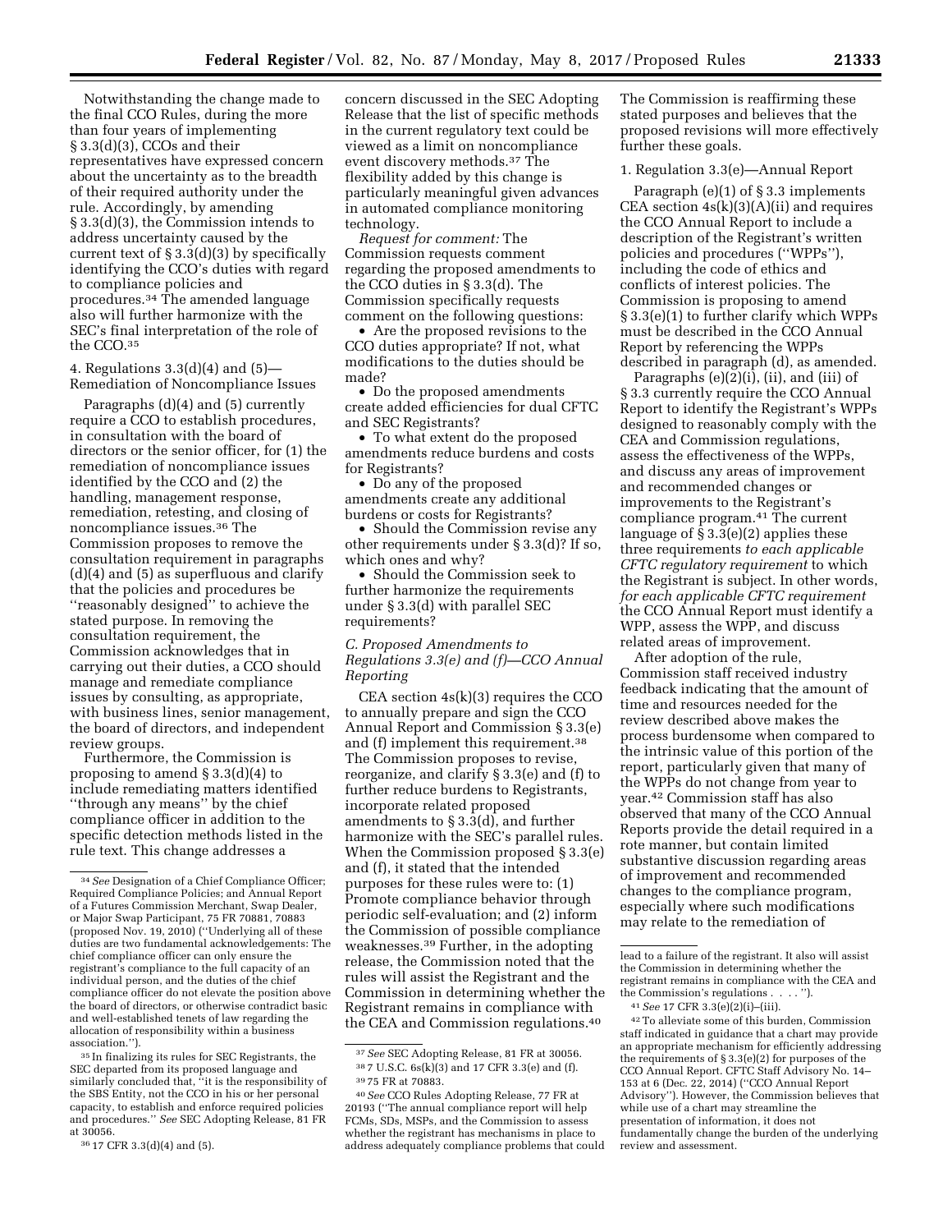Notwithstanding the change made to the final CCO Rules, during the more than four years of implementing § 3.3(d)(3), CCOs and their representatives have expressed concern about the uncertainty as to the breadth of their required authority under the rule. Accordingly, by amending § 3.3(d)(3), the Commission intends to address uncertainty caused by the current text of § 3.3(d)(3) by specifically identifying the CCO's duties with regard to compliance policies and procedures.[34] The amended language also will further harmonize with the SEC's final interpretation of the role of the CCO.[35]

4. Regulations 3.3(d)(4) and (5)—Remediation of Noncompliance Issues

Paragraphs (d)(4) and (5) currently require a CCO to establish procedures, in consultation with the board of directors or the senior officer, for (1) the remediation of noncompliance issues identified by the CCO and (2) the handling, management response, remediation, retesting, and closing of noncompliance issues.[36] The Commission proposes to remove the consultation requirement in paragraphs (d)(4) and (5) as superfluous and clarify that the policies and procedures be ''reasonably designed'' to achieve the stated purpose. In removing the consultation requirement, the Commission acknowledges that in carrying out their duties, a CCO should manage and remediate compliance issues by consulting, as appropriate, with business lines, senior management, the board of directors, and independent review groups.

Furthermore, the Commission is proposing to amend § 3.3(d)(4) to include remediating matters identified ''through any means'' by the chief compliance officer in addition to the specific detection methods listed in the rule text. This change addresses a concern discussed in the SEC Adopting Release that the list of specific methods in the current regulatory text could be viewed as a limit on noncompliance event discovery methods.[37] The flexibility added by this change is particularly meaningful given advances in automated compliance monitoring technology.

*Request for comment:* The Commission requests comment regarding the proposed amendments to the CCO duties in § 3.3(d). The Commission specifically requests comment on the following questions:

- Are the proposed revisions to the CCO duties appropriate? If not, what modifications to the duties should be made?
- Do the proposed amendments create added efficiencies for dual CFTC and SEC Registrants?
- To what extent do the proposed amendments reduce burdens and costs for Registrants?
- Do any of the proposed amendments create any additional burdens or costs for Registrants?
- Should the Commission revise any other requirements under § 3.3(d)? If so, which ones and why?
- Should the Commission seek to further harmonize the requirements under § 3.3(d) with parallel SEC requirements?

### *C. Proposed Amendments to Regulations 3.3(e) and (f)—CCO Annual Reporting*

CEA section 4s(k)(3) requires the CCO to annually prepare and sign the CCO Annual Report and Commission § 3.3(e) and (f) implement this requirement.[38] The Commission proposes to revise, reorganize, and clarify § 3.3(e) and (f) to further reduce burdens to Registrants, incorporate related proposed amendments to § 3.3(d), and further harmonize with the SEC's parallel rules. When the Commission proposed § 3.3(e) and (f), it stated that the intended purposes for these rules were to: (1) Promote compliance behavior through periodic self-evaluation; and (2) inform the Commission of possible compliance weaknesses.[39] Further, in the adopting release, the Commission noted that the rules will assist the Registrant and the Commission in determining whether the Registrant remains in compliance with the CEA and Commission regulations.[40] The Commission is reaffirming these stated purposes and believes that the proposed revisions will more effectively further these goals.

1. Regulation 3.3(e)—Annual Report

Paragraph (e)(1) of § 3.3 implements CEA section 4s(k)(3)(A)(ii) and requires the CCO Annual Report to include a description of the Registrant's written policies and procedures (''WPPs''), including the code of ethics and conflicts of interest policies. The Commission is proposing to amend § 3.3(e)(1) to further clarify which WPPs must be described in the CCO Annual Report by referencing the WPPs described in paragraph (d), as amended.

Paragraphs (e)(2)(i), (ii), and (iii) of § 3.3 currently require the CCO Annual Report to identify the Registrant's WPPs designed to reasonably comply with the CEA and Commission regulations, assess the effectiveness of the WPPs, and discuss any areas of improvement and recommended changes or improvements to the Registrant's compliance program.[41] The current language of § 3.3(e)(2) applies these three requirements *to each applicable CFTC regulatory requirement* to which the Registrant is subject. In other words, *for each applicable CFTC requirement* the CCO Annual Report must identify a WPP, assess the WPP, and discuss related areas of improvement.

After adoption of the rule, Commission staff received industry feedback indicating that the amount of time and resources needed for the review described above makes the process burdensome when compared to the intrinsic value of this portion of the report, particularly given that many of the WPPs do not change from year to year.[42] Commission staff has also observed that many of the CCO Annual Reports provide the detail required in a rote manner, but contain limited substantive discussion regarding areas of improvement and recommended changes to the compliance program, especially where such modifications may relate to the remediation of

---

[34] *See* Designation of a Chief Compliance Officer; Required Compliance Policies; and Annual Report of a Futures Commission Merchant, Swap Dealer, or Major Swap Participant, 75 FR 70881, 70883 (proposed Nov. 19, 2010) (''Underlying all of these duties are two fundamental acknowledgements: The chief compliance officer can only ensure the registrant's compliance to the full capacity of an individual person, and the duties of the chief compliance officer do not elevate the position above the board of directors, or otherwise contradict basic and well-established tenets of law regarding the allocation of responsibility within a business association.'').

[35] In finalizing its rules for SEC Registrants, the SEC departed from its proposed language and similarly concluded that, ''it is the responsibility of the SBS Entity, not the CCO in his or her personal capacity, to establish and enforce required policies and procedures.'' *See* SEC Adopting Release, 81 FR at 30056.

[36] 17 CFR 3.3(d)(4) and (5).

[37] *See* SEC Adopting Release, 81 FR at 30056.

[38] 7 U.S.C. 6s(k)(3) and 17 CFR 3.3(e) and (f).

[39] 75 FR at 70883.

[40] *See* CCO Rules Adopting Release, 77 FR at 20193 (''The annual compliance report will help FCMs, SDs, MSPs, and the Commission to assess whether the registrant has mechanisms in place to address adequately compliance problems that could lead to a failure of the registrant. It also will assist the Commission in determining whether the registrant remains in compliance with the CEA and the Commission's regulations . . . .'').

[41] *See* 17 CFR 3.3(e)(2)(i)–(iii).

[42] To alleviate some of this burden, Commission staff indicated in guidance that a chart may provide an appropriate mechanism for efficiently addressing the requirements of § 3.3(e)(2) for purposes of the CCO Annual Report. CFTC Staff Advisory No. 14–153 at 6 (Dec. 22, 2014) (''CCO Annual Report Advisory''). However, the Commission believes that while use of a chart may streamline the presentation of information, it does not fundamentally change the burden of the underlying review and assessment.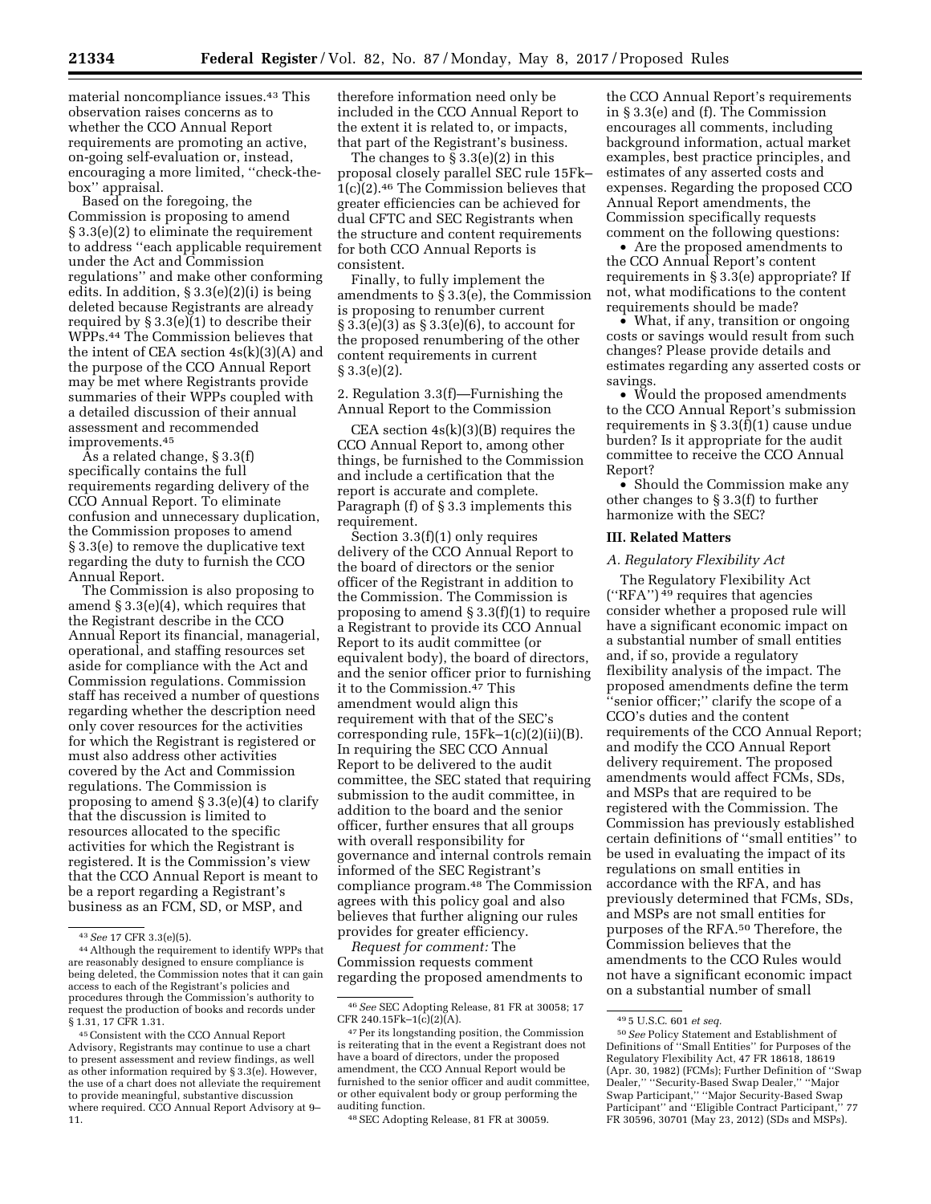material noncompliance issues.[43] This observation raises concerns as to whether the CCO Annual Report requirements are promoting an active, on-going self-evaluation or, instead, encouraging a more limited, ''check-the-box'' appraisal.

Based on the foregoing, the Commission is proposing to amend § 3.3(e)(2) to eliminate the requirement to address ''each applicable requirement under the Act and Commission regulations'' and make other conforming edits. In addition, § 3.3(e)(2)(i) is being deleted because Registrants are already required by § 3.3(e)(1) to describe their WPPs.[44] The Commission believes that the intent of CEA section 4s(k)(3)(A) and the purpose of the CCO Annual Report may be met where Registrants provide summaries of their WPPs coupled with a detailed discussion of their annual assessment and recommended improvements.[45]

As a related change, § 3.3(f) specifically contains the full requirements regarding delivery of the CCO Annual Report. To eliminate confusion and unnecessary duplication, the Commission proposes to amend § 3.3(e) to remove the duplicative text regarding the duty to furnish the CCO Annual Report.

The Commission is also proposing to amend § 3.3(e)(4), which requires that the Registrant describe in the CCO Annual Report its financial, managerial, operational, and staffing resources set aside for compliance with the Act and Commission regulations. Commission staff has received a number of questions regarding whether the description need only cover resources for the activities for which the Registrant is registered or must also address other activities covered by the Act and Commission regulations. The Commission is proposing to amend § 3.3(e)(4) to clarify that the discussion is limited to resources allocated to the specific activities for which the Registrant is registered. It is the Commission's view that the CCO Annual Report is meant to be a report regarding a Registrant's business as an FCM, SD, or MSP, and therefore information need only be included in the CCO Annual Report to the extent it is related to, or impacts, that part of the Registrant's business.

The changes to § 3.3(e)(2) in this proposal closely parallel SEC rule 15Fk–1(c)(2).[46] The Commission believes that greater efficiencies can be achieved for dual CFTC and SEC Registrants when the structure and content requirements for both CCO Annual Reports is consistent.

Finally, to fully implement the amendments to § 3.3(e), the Commission is proposing to renumber current § 3.3(e)(3) as § 3.3(e)(6), to account for the proposed renumbering of the other content requirements in current § 3.3(e)(2).

2. Regulation 3.3(f)—Furnishing the Annual Report to the Commission

CEA section 4s(k)(3)(B) requires the CCO Annual Report to, among other things, be furnished to the Commission and include a certification that the report is accurate and complete. Paragraph (f) of § 3.3 implements this requirement.

Section 3.3(f)(1) only requires delivery of the CCO Annual Report to the board of directors or the senior officer of the Registrant in addition to the Commission. The Commission is proposing to amend § 3.3(f)(1) to require a Registrant to provide its CCO Annual Report to its audit committee (or equivalent body), the board of directors, and the senior officer prior to furnishing it to the Commission.[47] This amendment would align this requirement with that of the SEC's corresponding rule, 15Fk–1(c)(2)(ii)(B). In requiring the SEC CCO Annual Report to be delivered to the audit committee, the SEC stated that requiring submission to the audit committee, in addition to the board and the senior officer, further ensures that all groups with overall responsibility for governance and internal controls remain informed of the SEC Registrant's compliance program.[48] The Commission agrees with this policy goal and also believes that further aligning our rules provides for greater efficiency.

*Request for comment:* The Commission requests comment regarding the proposed amendments to the CCO Annual Report's requirements in § 3.3(e) and (f). The Commission encourages all comments, including background information, actual market examples, best practice principles, and estimates of any asserted costs and expenses. Regarding the proposed CCO Annual Report amendments, the Commission specifically requests comment on the following questions:

- Are the proposed amendments to the CCO Annual Report's content requirements in § 3.3(e) appropriate? If not, what modifications to the content requirements should be made?
- What, if any, transition or ongoing costs or savings would result from such changes? Please provide details and estimates regarding any asserted costs or savings.
- Would the proposed amendments to the CCO Annual Report's submission requirements in § 3.3(f)(1) cause undue burden? Is it appropriate for the audit committee to receive the CCO Annual Report?
- Should the Commission make any other changes to § 3.3(f) to further harmonize with the SEC?

## III. Related Matters

### *A. Regulatory Flexibility Act*

The Regulatory Flexibility Act (''RFA'')[49] requires that agencies consider whether a proposed rule will have a significant economic impact on a substantial number of small entities and, if so, provide a regulatory flexibility analysis of the impact. The proposed amendments define the term ''senior officer;'' clarify the scope of a CCO's duties and the content requirements of the CCO Annual Report; and modify the CCO Annual Report delivery requirement. The proposed amendments would affect FCMs, SDs, and MSPs that are required to be registered with the Commission. The Commission has previously established certain definitions of ''small entities'' to be used in evaluating the impact of its regulations on small entities in accordance with the RFA, and has previously determined that FCMs, SDs, and MSPs are not small entities for purposes of the RFA.[50] Therefore, the Commission believes that the amendments to the CCO Rules would not have a significant economic impact on a substantial number of small

---

[43] *See* 17 CFR 3.3(e)(5).

[44] Although the requirement to identify WPPs that are reasonably designed to ensure compliance is being deleted, the Commission notes that it can gain access to each of the Registrant's policies and procedures through the Commission's authority to request the production of books and records under § 1.31, 17 CFR 1.31.

[45] Consistent with the CCO Annual Report Advisory, Registrants may continue to use a chart to present assessment and review findings, as well as other information required by § 3.3(e). However, the use of a chart does not alleviate the requirement to provide meaningful, substantive discussion where required. CCO Annual Report Advisory at 9–11.

[46] *See* SEC Adopting Release, 81 FR at 30058; 17 CFR 240.15Fk–1(c)(2)(A).

[47] Per its longstanding position, the Commission is reiterating that in the event a Registrant does not have a board of directors, under the proposed amendment, the CCO Annual Report would be furnished to the senior officer and audit committee, or other equivalent body or group performing the auditing function.

[48] SEC Adopting Release, 81 FR at 30059.

[49] 5 U.S.C. 601 *et seq.*

[50] *See* Policy Statement and Establishment of Definitions of ''Small Entities'' for Purposes of the Regulatory Flexibility Act, 47 FR 18618, 18619 (Apr. 30, 1982) (FCMs); Further Definition of ''Swap Dealer,'' ''Security-Based Swap Dealer,'' ''Major Swap Participant,'' ''Major Security-Based Swap Participant'' and ''Eligible Contract Participant,'' 77 FR 30596, 30701 (May 23, 2012) (SDs and MSPs).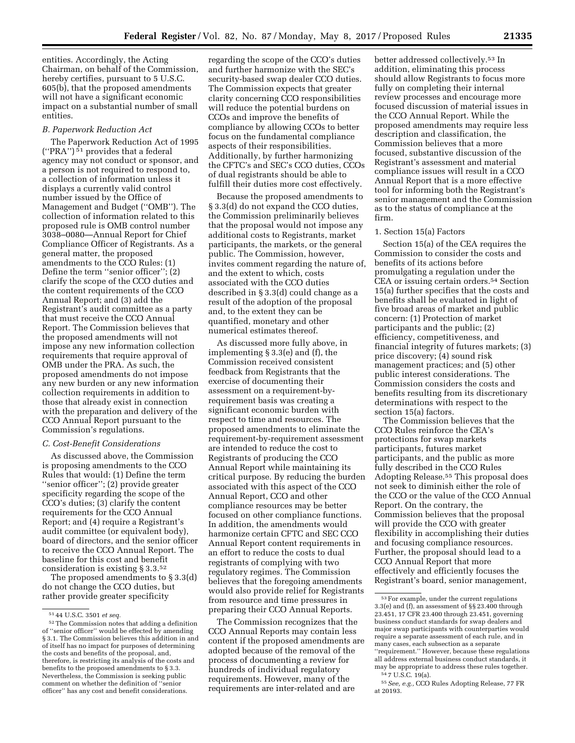entities. Accordingly, the Acting Chairman, on behalf of the Commission, hereby certifies, pursuant to 5 U.S.C. 605(b), that the proposed amendments will not have a significant economic impact on a substantial number of small entities.

### *B. Paperwork Reduction Act*

The Paperwork Reduction Act of 1995 (''PRA'')[51] provides that a federal agency may not conduct or sponsor, and a person is not required to respond to, a collection of information unless it displays a currently valid control number issued by the Office of Management and Budget (''OMB''). The collection of information related to this proposed rule is OMB control number 3038–0080—Annual Report for Chief Compliance Officer of Registrants. As a general matter, the proposed amendments to the CCO Rules: (1) Define the term ''senior officer''; (2) clarify the scope of the CCO duties and the content requirements of the CCO Annual Report; and (3) add the Registrant's audit committee as a party that must receive the CCO Annual Report. The Commission believes that the proposed amendments will not impose any new information collection requirements that require approval of OMB under the PRA. As such, the proposed amendments do not impose any new burden or any new information collection requirements in addition to those that already exist in connection with the preparation and delivery of the CCO Annual Report pursuant to the Commission's regulations.

### *C. Cost-Benefit Considerations*

As discussed above, the Commission is proposing amendments to the CCO Rules that would: (1) Define the term ''senior officer''; (2) provide greater specificity regarding the scope of the CCO's duties; (3) clarify the content requirements for the CCO Annual Report; and (4) require a Registrant's audit committee (or equivalent body), board of directors, and the senior officer to receive the CCO Annual Report. The baseline for this cost and benefit consideration is existing § 3.3.[52]

The proposed amendments to § 3.3(d) do not change the CCO duties, but rather provide greater specificity regarding the scope of the CCO's duties and further harmonize with the SEC's security-based swap dealer CCO duties. The Commission expects that greater clarity concerning CCO responsibilities will reduce the potential burdens on CCOs and improve the benefits of compliance by allowing CCOs to better focus on the fundamental compliance aspects of their responsibilities. Additionally, by further harmonizing the CFTC's and SEC's CCO duties, CCOs of dual registrants should be able to fulfill their duties more cost effectively.

Because the proposed amendments to § 3.3(d) do not expand the CCO duties, the Commission preliminarily believes that the proposal would not impose any additional costs to Registrants, market participants, the markets, or the general public. The Commission, however, invites comment regarding the nature of, and the extent to which, costs associated with the CCO duties described in § 3.3(d) could change as a result of the adoption of the proposal and, to the extent they can be quantified, monetary and other numerical estimates thereof.

As discussed more fully above, in implementing § 3.3(e) and (f), the Commission received consistent feedback from Registrants that the exercise of documenting their assessment on a requirement-by-requirement basis was creating a significant economic burden with respect to time and resources. The proposed amendments to eliminate the requirement-by-requirement assessment are intended to reduce the cost to Registrants of producing the CCO Annual Report while maintaining its critical purpose. By reducing the burden associated with this aspect of the CCO Annual Report, CCO and other compliance resources may be better focused on other compliance functions. In addition, the amendments would harmonize certain CFTC and SEC CCO Annual Report content requirements in an effort to reduce the costs to dual registrants of complying with two regulatory regimes. The Commission believes that the foregoing amendments would also provide relief for Registrants from resource and time pressures in preparing their CCO Annual Reports.

The Commission recognizes that the CCO Annual Reports may contain less content if the proposed amendments are adopted because of the removal of the process of documenting a review for hundreds of individual regulatory requirements. However, many of the requirements are inter-related and are better addressed collectively.[53] In addition, eliminating this process should allow Registrants to focus more fully on completing their internal review processes and encourage more focused discussion of material issues in the CCO Annual Report. While the proposed amendments may require less description and classification, the Commission believes that a more focused, substantive discussion of the Registrant's assessment and material compliance issues will result in a CCO Annual Report that is a more effective tool for informing both the Registrant's senior management and the Commission as to the status of compliance at the firm.

#### 1. Section 15(a) Factors

Section 15(a) of the CEA requires the Commission to consider the costs and benefits of its actions before promulgating a regulation under the CEA or issuing certain orders.[54] Section 15(a) further specifies that the costs and benefits shall be evaluated in light of five broad areas of market and public concern: (1) Protection of market participants and the public; (2) efficiency, competitiveness, and financial integrity of futures markets; (3) price discovery; (4) sound risk management practices; and (5) other public interest considerations. The Commission considers the costs and benefits resulting from its discretionary determinations with respect to the section 15(a) factors.

The Commission believes that the CCO Rules reinforce the CEA's protections for swap markets participants, futures market participants, and the public as more fully described in the CCO Rules Adopting Release.[55] This proposal does not seek to diminish either the role of the CCO or the value of the CCO Annual Report. On the contrary, the Commission believes that the proposal will provide the CCO with greater flexibility in accomplishing their duties and focusing compliance resources. Further, the proposal should lead to a CCO Annual Report that more effectively and efficiently focuses the Registrant's board, senior management,

---

[51] 44 U.S.C. 3501 *et seq.*

[52] The Commission notes that adding a definition of ''senior officer'' would be effected by amending § 3.1. The Commission believes this addition in and of itself has no impact for purposes of determining the costs and benefits of the proposal, and, therefore, is restricting its analysis of the costs and benefits to the proposed amendments to § 3.3. Nevertheless, the Commission is seeking public comment on whether the definition of ''senior officer'' has any cost and benefit considerations.

[53] For example, under the current regulations 3.3(e) and (f), an assessment of §§ 23.400 through 23.451, 17 CFR 23.400 through 23.451, governing business conduct standards for swap dealers and major swap participants with counterparties would require a separate assessment of each rule, and in many cases, each subsection as a separate ''requirement.'' However, because these regulations all address external business conduct standards, it may be appropriate to address these rules together.

[54] 7 U.S.C. 19(a).

[55] *See, e.g.,* CCO Rules Adopting Release, 77 FR at 20193.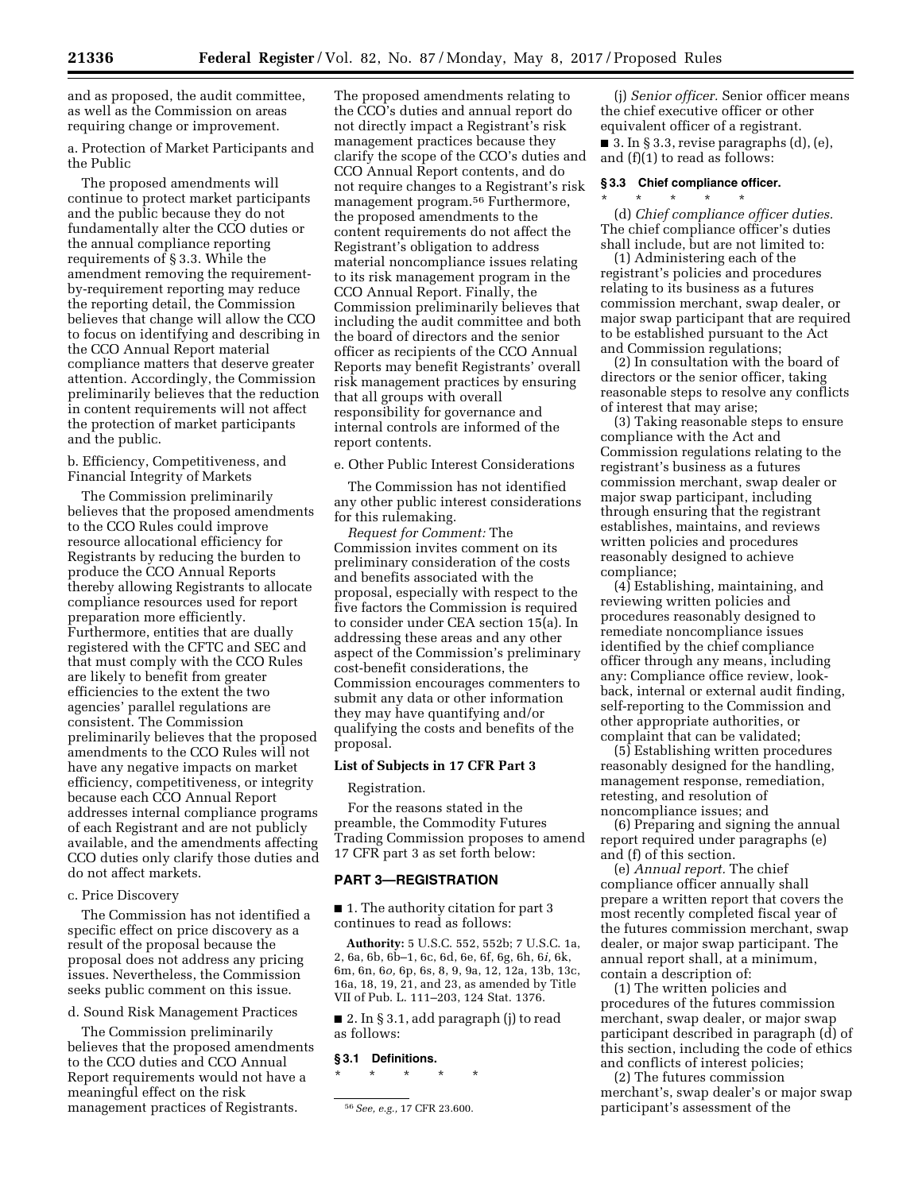and as proposed, the audit committee, as well as the Commission on areas requiring change or improvement.

a. Protection of Market Participants and the Public

The proposed amendments will continue to protect market participants and the public because they do not fundamentally alter the CCO duties or the annual compliance reporting requirements of § 3.3. While the amendment removing the requirement-by-requirement reporting may reduce the reporting detail, the Commission believes that change will allow the CCO to focus on identifying and describing in the CCO Annual Report material compliance matters that deserve greater attention. Accordingly, the Commission preliminarily believes that the reduction in content requirements will not affect the protection of market participants and the public.

b. Efficiency, Competitiveness, and Financial Integrity of Markets

The Commission preliminarily believes that the proposed amendments to the CCO Rules could improve resource allocational efficiency for Registrants by reducing the burden to produce the CCO Annual Reports thereby allowing Registrants to allocate compliance resources used for report preparation more efficiently. Furthermore, entities that are dually registered with the CFTC and SEC and that must comply with the CCO Rules are likely to benefit from greater efficiencies to the extent the two agencies' parallel regulations are consistent. The Commission preliminarily believes that the proposed amendments to the CCO Rules will not have any negative impacts on market efficiency, competitiveness, or integrity because each CCO Annual Report addresses internal compliance programs of each Registrant and are not publicly available, and the amendments affecting CCO duties only clarify those duties and do not affect markets.

c. Price Discovery

The Commission has not identified a specific effect on price discovery as a result of the proposal because the proposal does not address any pricing issues. Nevertheless, the Commission seeks public comment on this issue.

d. Sound Risk Management Practices

The Commission preliminarily believes that the proposed amendments to the CCO duties and CCO Annual Report requirements would not have a meaningful effect on the risk management practices of Registrants. The proposed amendments relating to the CCO's duties and annual report do not directly impact a Registrant's risk management practices because they clarify the scope of the CCO's duties and CCO Annual Report contents, and do not require changes to a Registrant's risk management program.[56] Furthermore, the proposed amendments to the content requirements do not affect the Registrant's obligation to address material noncompliance issues relating to its risk management program in the CCO Annual Report. Finally, the Commission preliminarily believes that including the audit committee and both the board of directors and the senior officer as recipients of the CCO Annual Reports may benefit Registrants' overall risk management practices by ensuring that all groups with overall responsibility for governance and internal controls are informed of the report contents.

e. Other Public Interest Considerations

The Commission has not identified any other public interest considerations for this rulemaking.

*Request for Comment:* The Commission invites comment on its preliminary consideration of the costs and benefits associated with the proposal, especially with respect to the five factors the Commission is required to consider under CEA section 15(a). In addressing these areas and any other aspect of the Commission's preliminary cost-benefit considerations, the Commission encourages commenters to submit any data or other information they may have quantifying and/or qualifying the costs and benefits of the proposal.

### List of Subjects in 17 CFR Part 3

Registration.

For the reasons stated in the preamble, the Commodity Futures Trading Commission proposes to amend 17 CFR part 3 as set forth below:

## PART 3—REGISTRATION

■ 1. The authority citation for part 3 continues to read as follows:

**Authority:** 5 U.S.C. 552, 552b; 7 U.S.C. 1a, 2, 6a, 6b, 6b–1, 6c, 6d, 6e, 6f, 6g, 6h, 6*i*, 6k, 6m, 6n, 6*o*, 6p, 6s, 8, 9, 9a, 12, 12a, 13b, 13c, 16a, 18, 19, 21, and 23, as amended by Title VII of Pub. L. 111–203, 124 Stat. 1376.

■ 2. In § 3.1, add paragraph (j) to read as follows:

### § 3.1 Definitions.

\* \* \* \* \*

(j) *Senior officer.* Senior officer means the chief executive officer or other equivalent officer of a registrant.

■ 3. In § 3.3, revise paragraphs (d), (e), and (f)(1) to read as follows:

### § 3.3 Chief compliance officer.

\* \* \* \* \*

(d) *Chief compliance officer duties.* The chief compliance officer's duties shall include, but are not limited to:

(1) Administering each of the registrant's policies and procedures relating to its business as a futures commission merchant, swap dealer, or major swap participant that are required to be established pursuant to the Act and Commission regulations;

(2) In consultation with the board of directors or the senior officer, taking reasonable steps to resolve any conflicts of interest that may arise;

(3) Taking reasonable steps to ensure compliance with the Act and Commission regulations relating to the registrant's business as a futures commission merchant, swap dealer or major swap participant, including through ensuring that the registrant establishes, maintains, and reviews written policies and procedures reasonably designed to achieve compliance;

(4) Establishing, maintaining, and reviewing written policies and procedures reasonably designed to remediate noncompliance issues identified by the chief compliance officer through any means, including any: Compliance office review, look-back, internal or external audit finding, self-reporting to the Commission and other appropriate authorities, or complaint that can be validated;

(5) Establishing written procedures reasonably designed for the handling, management response, remediation, retesting, and resolution of noncompliance issues; and

(6) Preparing and signing the annual report required under paragraphs (e) and (f) of this section.

(e) *Annual report.* The chief compliance officer annually shall prepare a written report that covers the most recently completed fiscal year of the futures commission merchant, swap dealer, or major swap participant. The annual report shall, at a minimum, contain a description of:

(1) The written policies and procedures of the futures commission merchant, swap dealer, or major swap participant described in paragraph (d) of this section, including the code of ethics and conflicts of interest policies;

(2) The futures commission merchant's, swap dealer's or major swap participant's assessment of the

---

[56] *See, e.g.,* 17 CFR 23.600.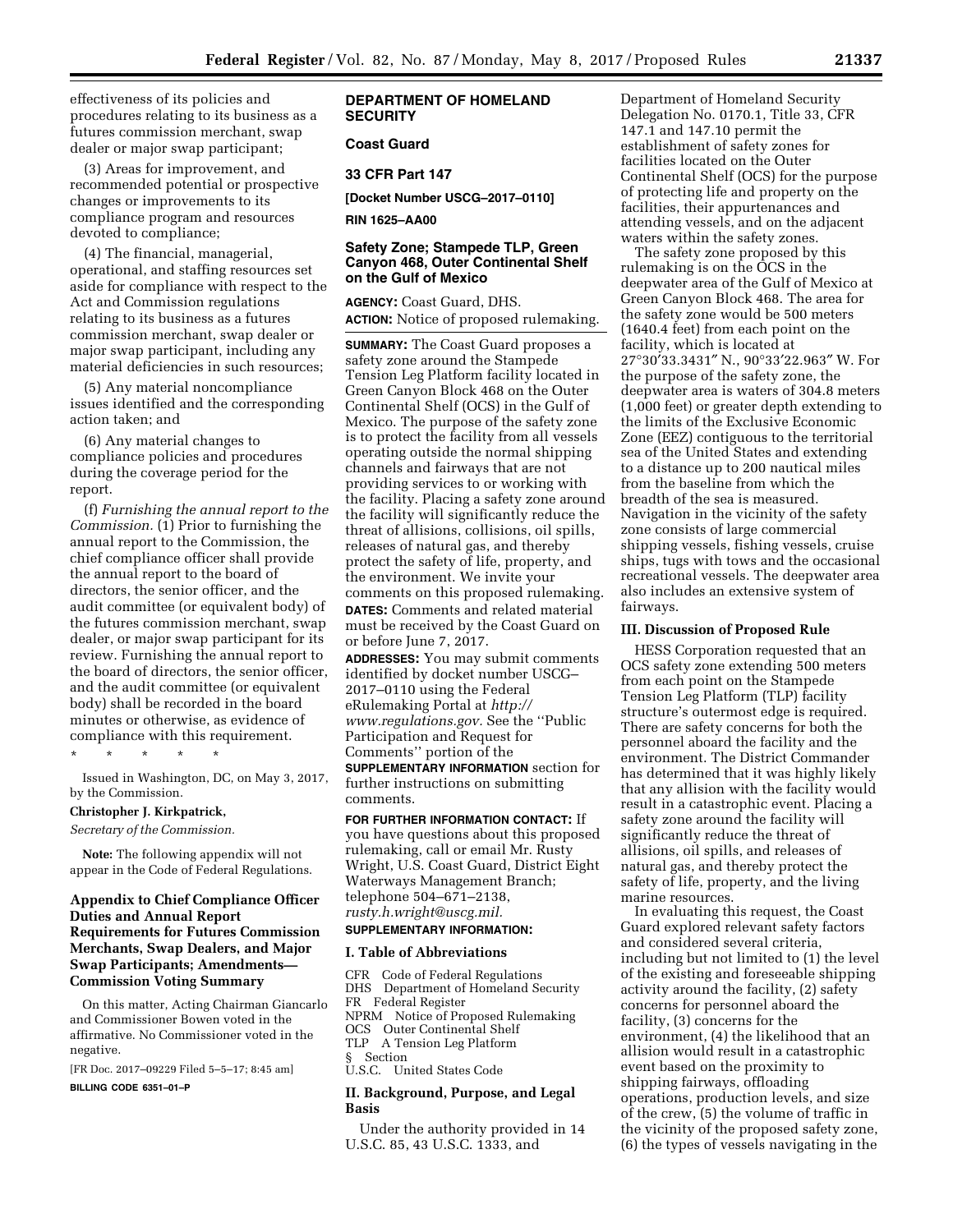effectiveness of its policies and procedures relating to its business as a futures commission merchant, swap dealer or major swap participant;

(3) Areas for improvement, and recommended potential or prospective changes or improvements to its compliance program and resources devoted to compliance;

(4) The financial, managerial, operational, and staffing resources set aside for compliance with respect to the Act and Commission regulations relating to its business as a futures commission merchant, swap dealer or major swap participant, including any material deficiencies in such resources;

(5) Any material noncompliance issues identified and the corresponding action taken; and

(6) Any material changes to compliance policies and procedures during the coverage period for the report.

(f) *Furnishing the annual report to the Commission.* (1) Prior to furnishing the annual report to the Commission, the chief compliance officer shall provide the annual report to the board of directors, the senior officer, and the audit committee (or equivalent body) of the futures commission merchant, swap dealer, or major swap participant for its review. Furnishing the annual report to the board of directors, the senior officer, and the audit committee (or equivalent body) shall be recorded in the board minutes or otherwise, as evidence of compliance with this requirement.

\* \* \* \* \*

Issued in Washington, DC, on May 3, 2017, by the Commission.

**Christopher J. Kirkpatrick,**

*Secretary of the Commission.*

**Note:** The following appendix will not appear in the Code of Federal Regulations.

## Appendix to Chief Compliance Officer Duties and Annual Report Requirements for Futures Commission Merchants, Swap Dealers, and Major Swap Participants; Amendments—Commission Voting Summary

On this matter, Acting Chairman Giancarlo and Commissioner Bowen voted in the affirmative. No Commissioner voted in the negative.

[FR Doc. 2017–09229 Filed 5–5–17; 8:45 am]

**BILLING CODE 6351–01–P**

## DEPARTMENT OF HOMELAND SECURITY

### Coast Guard

### 33 CFR Part 147

**[Docket Number USCG–2017–0110]**

**RIN 1625–AA00**

### Safety Zone; Stampede TLP, Green Canyon 468, Outer Continental Shelf on the Gulf of Mexico

**AGENCY:** Coast Guard, DHS.

**ACTION:** Notice of proposed rulemaking.

**SUMMARY:** The Coast Guard proposes a safety zone around the Stampede Tension Leg Platform facility located in Green Canyon Block 468 on the Outer Continental Shelf (OCS) in the Gulf of Mexico. The purpose of the safety zone is to protect the facility from all vessels operating outside the normal shipping channels and fairways that are not providing services to or working with the facility. Placing a safety zone around the facility will significantly reduce the threat of allisions, collisions, oil spills, releases of natural gas, and thereby protect the safety of life, property, and the environment. We invite your comments on this proposed rulemaking.

**DATES:** Comments and related material must be received by the Coast Guard on or before June 7, 2017.

**ADDRESSES:** You may submit comments identified by docket number USCG–2017–0110 using the Federal eRulemaking Portal at *http://www.regulations.gov.* See the ''Public Participation and Request for Comments'' portion of the **SUPPLEMENTARY INFORMATION** section for further instructions on submitting comments.

**FOR FURTHER INFORMATION CONTACT:** If you have questions about this proposed rulemaking, call or email Mr. Rusty Wright, U.S. Coast Guard, District Eight Waterways Management Branch; telephone 504–671–2138, *rusty.h.wright@uscg.mil.*

**SUPPLEMENTARY INFORMATION:**

### I. Table of Abbreviations

CFR Code of Federal Regulations
DHS Department of Homeland Security
FR Federal Register
NPRM Notice of Proposed Rulemaking
OCS Outer Continental Shelf
TLP A Tension Leg Platform
§ Section
U.S.C. United States Code

### II. Background, Purpose, and Legal Basis

Under the authority provided in 14 U.S.C. 85, 43 U.S.C. 1333, and Department of Homeland Security Delegation No. 0170.1, Title 33, CFR 147.1 and 147.10 permit the establishment of safety zones for facilities located on the Outer Continental Shelf (OCS) for the purpose of protecting life and property on the facilities, their appurtenances and attending vessels, and on the adjacent waters within the safety zones.

The safety zone proposed by this rulemaking is on the OCS in the deepwater area of the Gulf of Mexico at Green Canyon Block 468. The area for the safety zone would be 500 meters (1640.4 feet) from each point on the facility, which is located at 27°30′33.3431″ N., 90°33′22.963″ W. For the purpose of the safety zone, the deepwater area is waters of 304.8 meters (1,000 feet) or greater depth extending to the limits of the Exclusive Economic Zone (EEZ) contiguous to the territorial sea of the United States and extending to a distance up to 200 nautical miles from the baseline from which the breadth of the sea is measured. Navigation in the vicinity of the safety zone consists of large commercial shipping vessels, fishing vessels, cruise ships, tugs with tows and the occasional recreational vessels. The deepwater area also includes an extensive system of fairways.

### III. Discussion of Proposed Rule

HESS Corporation requested that an OCS safety zone extending 500 meters from each point on the Stampede Tension Leg Platform (TLP) facility structure's outermost edge is required. There are safety concerns for both the personnel aboard the facility and the environment. The District Commander has determined that it was highly likely that any allision with the facility would result in a catastrophic event. Placing a safety zone around the facility will significantly reduce the threat of allisions, oil spills, and releases of natural gas, and thereby protect the safety of life, property, and the living marine resources.

In evaluating this request, the Coast Guard explored relevant safety factors and considered several criteria, including but not limited to (1) the level of the existing and foreseeable shipping activity around the facility, (2) safety concerns for personnel aboard the facility, (3) concerns for the environment, (4) the likelihood that an allision would result in a catastrophic event based on the proximity to shipping fairways, offloading operations, production levels, and size of the crew, (5) the volume of traffic in the vicinity of the proposed safety zone, (6) the types of vessels navigating in the